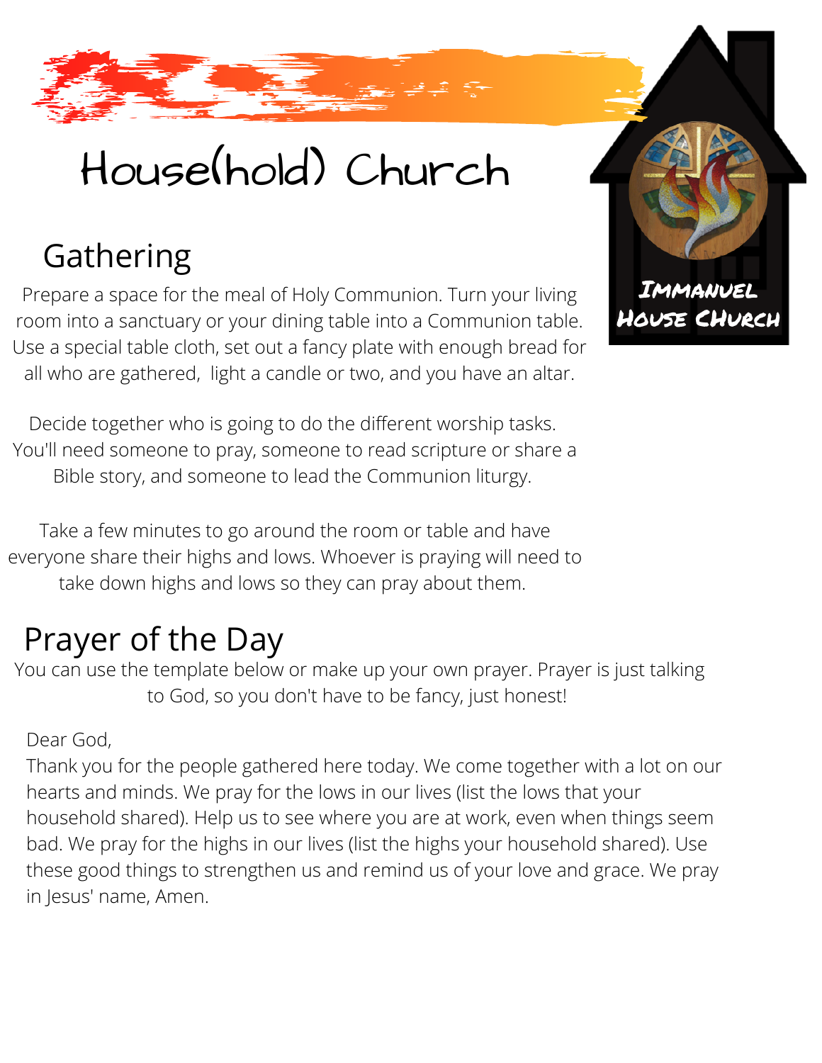# House(hold) Church

Immanuel House Church

## Gathering

Prepare a space for the meal of Holy Communion. Turn your living room into a sanctuary or your dining table into a Communion table. Use a special table cloth, set out a fancy plate with enough bread for all who are gathered, light a candle or two, and you have an altar.

Decide together who is going to do the different worship tasks. You'll need someone to pray, someone to read scripture or share a Bible story, and someone to lead the Communion liturgy.

Take a few minutes to go around the room or table and have everyone share their highs and lows. Whoever is praying will need to take down highs and lows so they can pray about them.

## Prayer of the Day

You can use the template below or make up your own prayer. Prayer is just talking to God, so you don't have to be fancy, just honest!

Dear God,
Thank you for the people gathered here today. We come together with a lot on our hearts and minds. We pray for the lows in our lives (list the lows that your household shared). Help us to see where you are at work, even when things seem bad. We pray for the highs in our lives (list the highs your household shared). Use these good things to strengthen us and remind us of your love and grace. We pray in Jesus' name, Amen.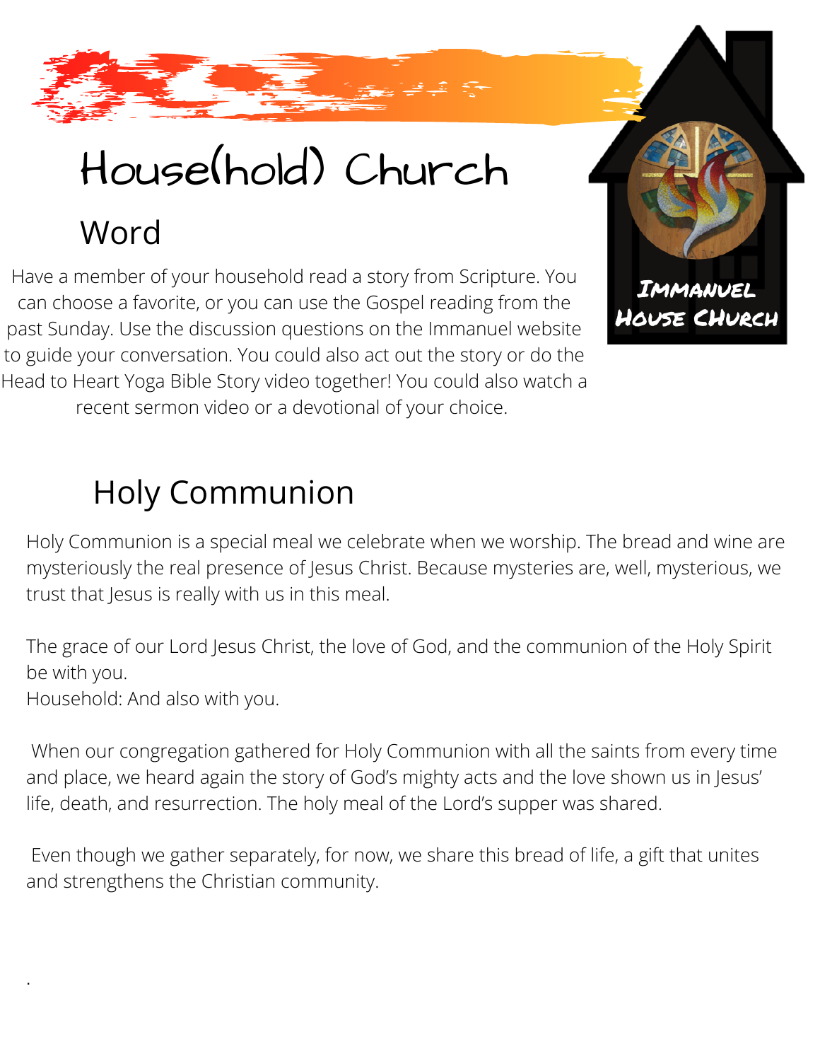# House(hold) Church

## Word

Have a member of your household read a story from Scripture. You can choose a favorite, or you can use the Gospel reading from the past Sunday. Use the discussion questions on the Immanuel website to guide your conversation. You could also act out the story or do the Head to Heart Yoga Bible Story video together! You could also watch a recent sermon video or a devotional of your choice.

Immanuel House Church

## Holy Communion

Holy Communion is a special meal we celebrate when we worship. The bread and wine are mysteriously the real presence of Jesus Christ. Because mysteries are, well, mysterious, we trust that Jesus is really with us in this meal.

The grace of our Lord Jesus Christ, the love of God, and the communion of the Holy Spirit be with you.
Household: And also with you.

When our congregation gathered for Holy Communion with all the saints from every time and place, we heard again the story of God's mighty acts and the love shown us in Jesus' life, death, and resurrection. The holy meal of the Lord's supper was shared.

Even though we gather separately, for now, we share this bread of life, a gift that unites and strengthens the Christian community.

.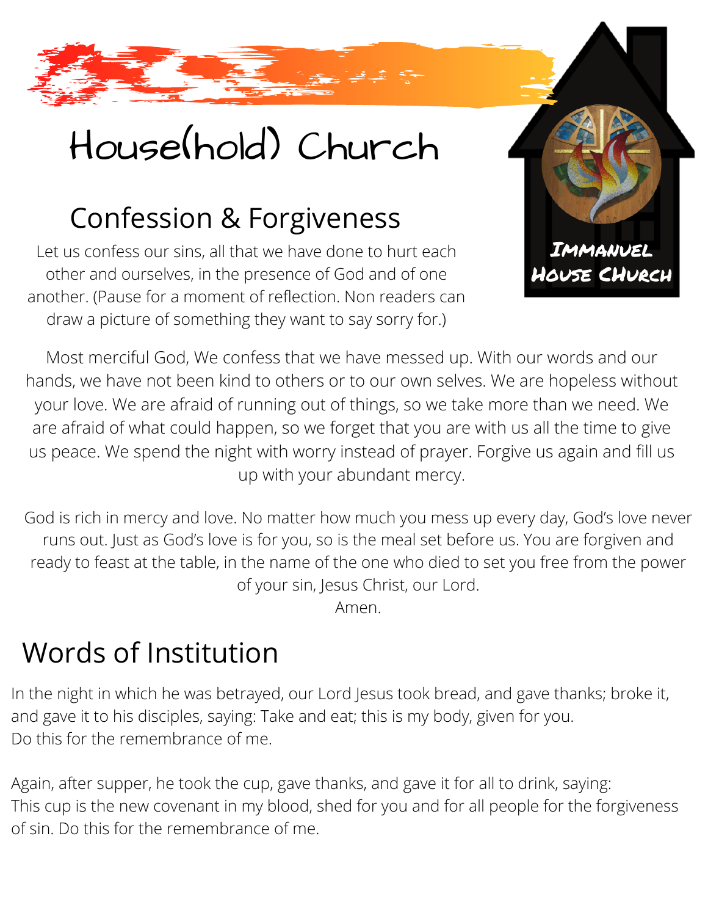# House(hold) Church

Immanuel House Church

## Confession & Forgiveness

Let us confess our sins, all that we have done to hurt each other and ourselves, in the presence of God and of one another. (Pause for a moment of reflection. Non readers can draw a picture of something they want to say sorry for.)

Most merciful God, We confess that we have messed up. With our words and our hands, we have not been kind to others or to our own selves. We are hopeless without your love. We are afraid of running out of things, so we take more than we need. We are afraid of what could happen, so we forget that you are with us all the time to give us peace. We spend the night with worry instead of prayer. Forgive us again and fill us up with your abundant mercy.

God is rich in mercy and love. No matter how much you mess up every day, God's love never runs out. Just as God's love is for you, so is the meal set before us. You are forgiven and ready to feast at the table, in the name of the one who died to set you free from the power of your sin, Jesus Christ, our Lord.
Amen.

## Words of Institution

In the night in which he was betrayed, our Lord Jesus took bread, and gave thanks; broke it, and gave it to his disciples, saying: Take and eat; this is my body, given for you.
Do this for the remembrance of me.

Again, after supper, he took the cup, gave thanks, and gave it for all to drink, saying:
This cup is the new covenant in my blood, shed for you and for all people for the forgiveness of sin. Do this for the remembrance of me.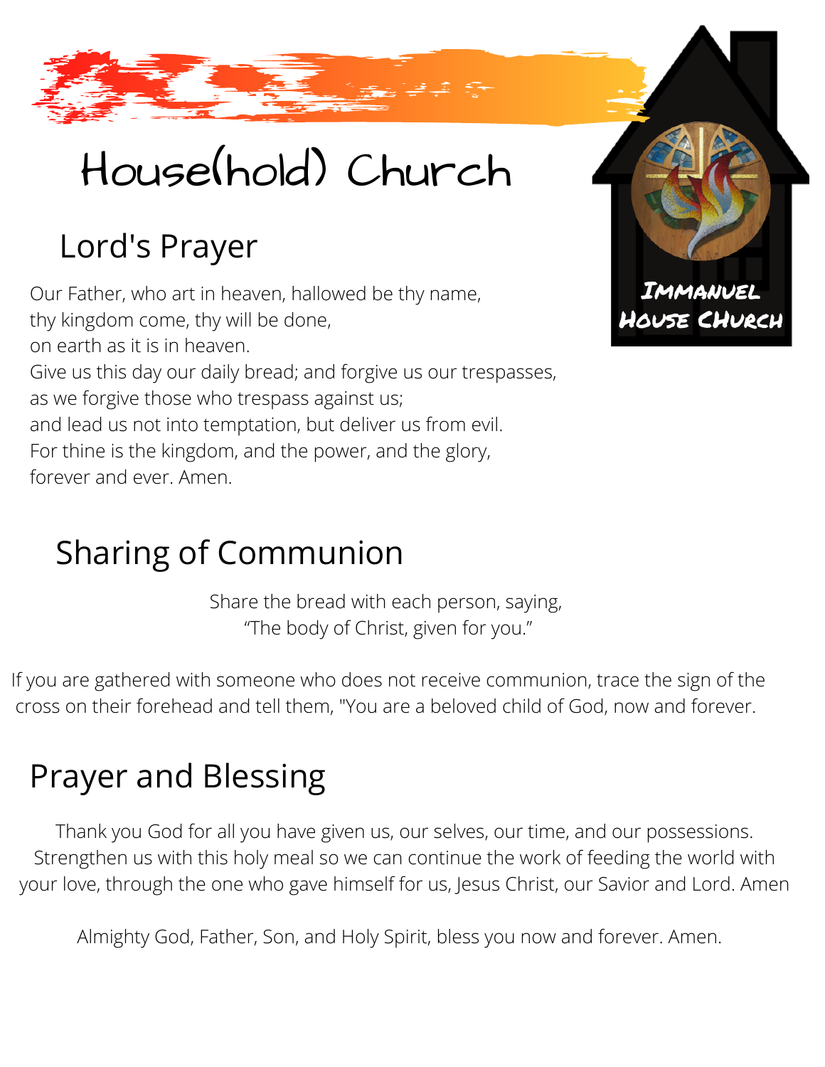# House(hold) Church

Immanuel House Church

## Lord's Prayer

Our Father, who art in heaven, hallowed be thy name,
thy kingdom come, thy will be done,
on earth as it is in heaven.
Give us this day our daily bread; and forgive us our trespasses,
as we forgive those who trespass against us;
and lead us not into temptation, but deliver us from evil.
For thine is the kingdom, and the power, and the glory,
forever and ever. Amen.

## Sharing of Communion

Share the bread with each person, saying,
"The body of Christ, given for you."

If you are gathered with someone who does not receive communion, trace the sign of the cross on their forehead and tell them, "You are a beloved child of God, now and forever.

## Prayer and Blessing

Thank you God for all you have given us, our selves, our time, and our possessions. Strengthen us with this holy meal so we can continue the work of feeding the world with your love, through the one who gave himself for us, Jesus Christ, our Savior and Lord. Amen

Almighty God, Father, Son, and Holy Spirit, bless you now and forever. Amen.